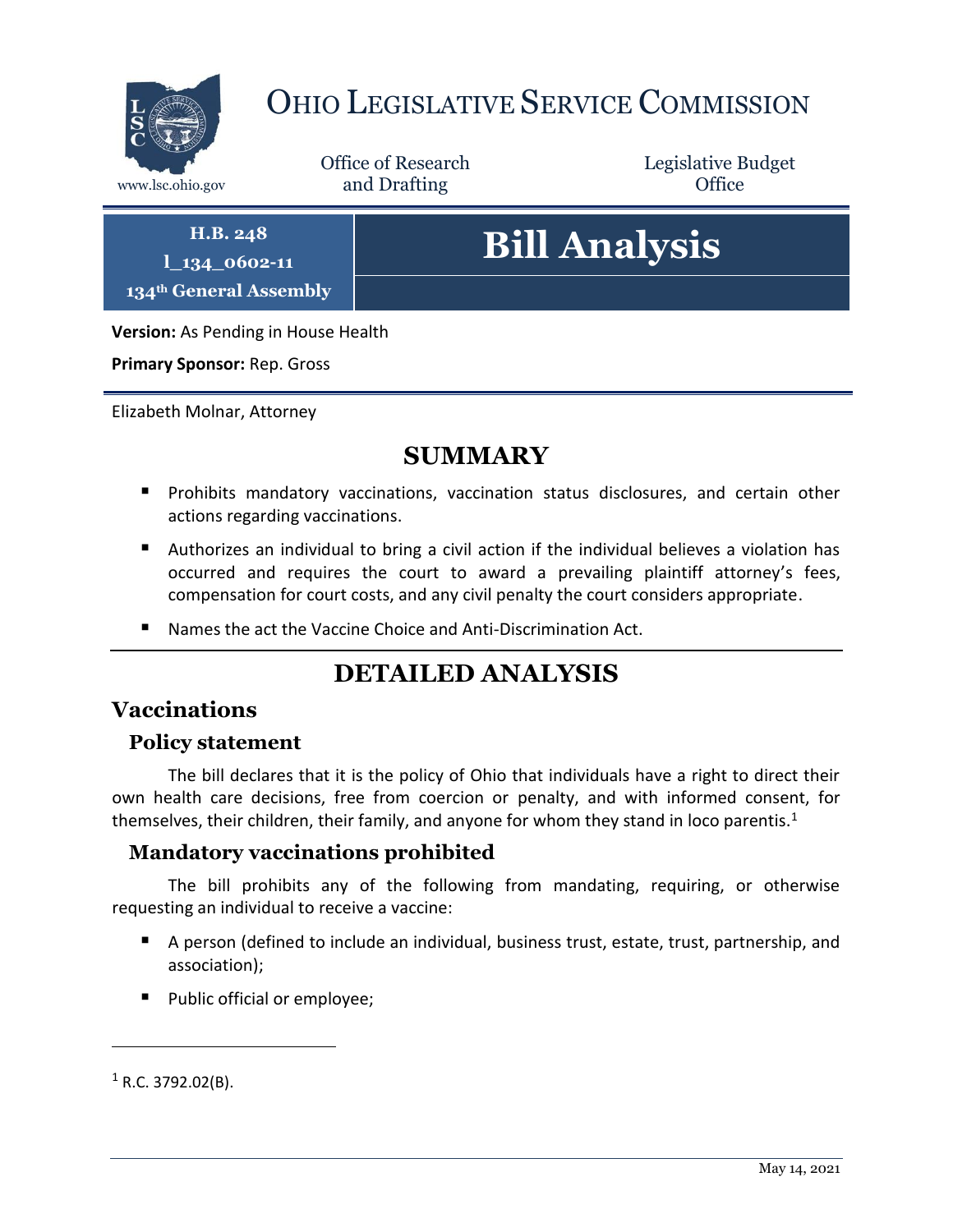# Ohio Legislative Service Commission

www.lsc.ohio.gov

Office of Research and Drafting

Legislative Budget Office

**H.B. 248**
**l_134_0602-11**
**134th General Assembly**

# Bill Analysis

**Version:** As Pending in House Health

**Primary Sponsor:** Rep. Gross

Elizabeth Molnar, Attorney

## SUMMARY

- Prohibits mandatory vaccinations, vaccination status disclosures, and certain other actions regarding vaccinations.
- Authorizes an individual to bring a civil action if the individual believes a violation has occurred and requires the court to award a prevailing plaintiff attorney's fees, compensation for court costs, and any civil penalty the court considers appropriate.
- Names the act the Vaccine Choice and Anti-Discrimination Act.

## DETAILED ANALYSIS

## Vaccinations

### Policy statement

The bill declares that it is the policy of Ohio that individuals have a right to direct their own health care decisions, free from coercion or penalty, and with informed consent, for themselves, their children, their family, and anyone for whom they stand in loco parentis.[1]

### Mandatory vaccinations prohibited

The bill prohibits any of the following from mandating, requiring, or otherwise requesting an individual to receive a vaccine:

- A person (defined to include an individual, business trust, estate, trust, partnership, and association);
- Public official or employee;

[1] R.C. 3792.02(B).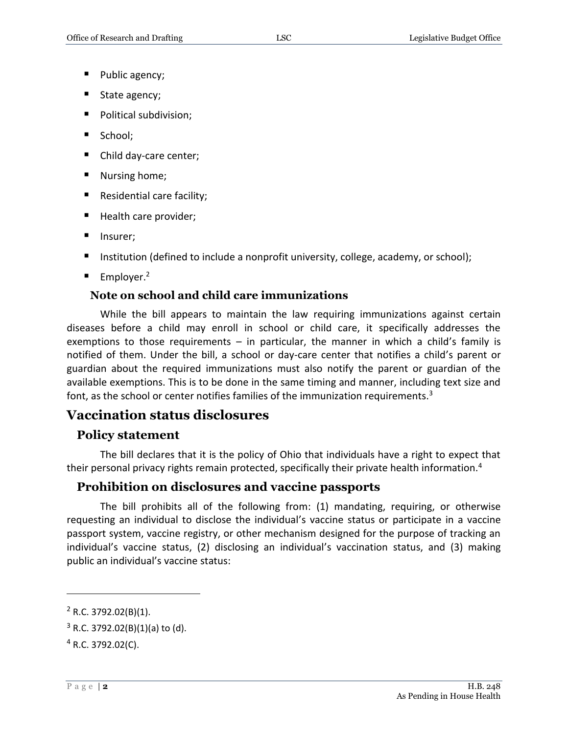- Public agency;
- State agency;
- Political subdivision;
- School;
- Child day-care center;
- Nursing home;
- Residential care facility;
- Health care provider;
- Insurer;
- Institution (defined to include a nonprofit university, college, academy, or school);
- Employer.[2]

### Note on school and child care immunizations

While the bill appears to maintain the law requiring immunizations against certain diseases before a child may enroll in school or child care, it specifically addresses the exemptions to those requirements – in particular, the manner in which a child's family is notified of them. Under the bill, a school or day-care center that notifies a child's parent or guardian about the required immunizations must also notify the parent or guardian of the available exemptions. This is to be done in the same timing and manner, including text size and font, as the school or center notifies families of the immunization requirements.[3]

## Vaccination status disclosures

### Policy statement

The bill declares that it is the policy of Ohio that individuals have a right to expect that their personal privacy rights remain protected, specifically their private health information.[4]

### Prohibition on disclosures and vaccine passports

The bill prohibits all of the following from: (1) mandating, requiring, or otherwise requesting an individual to disclose the individual's vaccine status or participate in a vaccine passport system, vaccine registry, or other mechanism designed for the purpose of tracking an individual's vaccine status, (2) disclosing an individual's vaccination status, and (3) making public an individual's vaccine status:

---

[2] R.C. 3792.02(B)(1).

[3] R.C. 3792.02(B)(1)(a) to (d).

[4] R.C. 3792.02(C).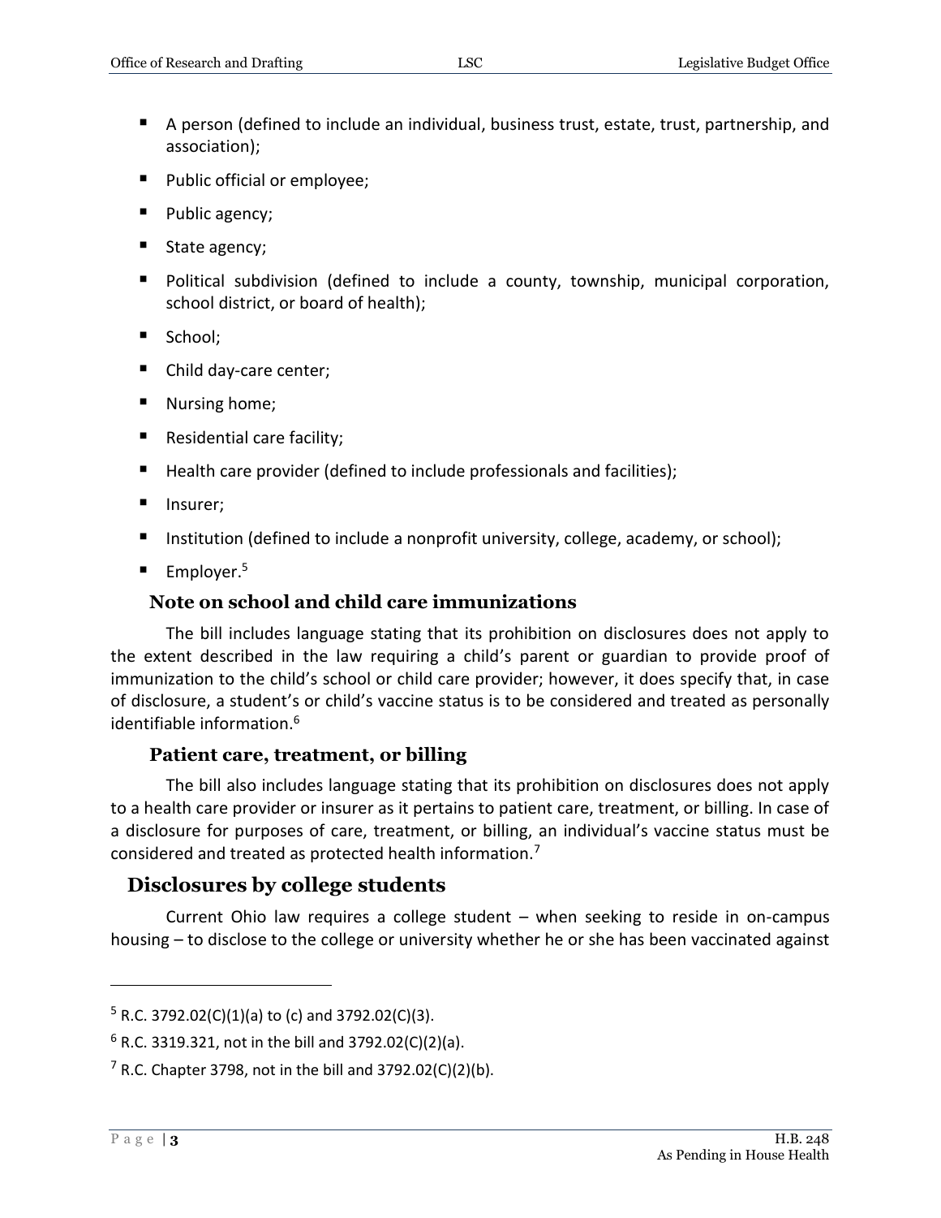- A person (defined to include an individual, business trust, estate, trust, partnership, and association);
- Public official or employee;
- Public agency;
- State agency;
- Political subdivision (defined to include a county, township, municipal corporation, school district, or board of health);
- School;
- Child day-care center;
- Nursing home;
- Residential care facility;
- Health care provider (defined to include professionals and facilities);
- Insurer;
- Institution (defined to include a nonprofit university, college, academy, or school);
- Employer.[5]

### Note on school and child care immunizations

The bill includes language stating that its prohibition on disclosures does not apply to the extent described in the law requiring a child's parent or guardian to provide proof of immunization to the child's school or child care provider; however, it does specify that, in case of disclosure, a student's or child's vaccine status is to be considered and treated as personally identifiable information.[6]

### Patient care, treatment, or billing

The bill also includes language stating that its prohibition on disclosures does not apply to a health care provider or insurer as it pertains to patient care, treatment, or billing. In case of a disclosure for purposes of care, treatment, or billing, an individual's vaccine status must be considered and treated as protected health information.[7]

## Disclosures by college students

Current Ohio law requires a college student – when seeking to reside in on-campus housing – to disclose to the college or university whether he or she has been vaccinated against

---

[5] R.C. 3792.02(C)(1)(a) to (c) and 3792.02(C)(3).

[6] R.C. 3319.321, not in the bill and 3792.02(C)(2)(a).

[7] R.C. Chapter 3798, not in the bill and 3792.02(C)(2)(b).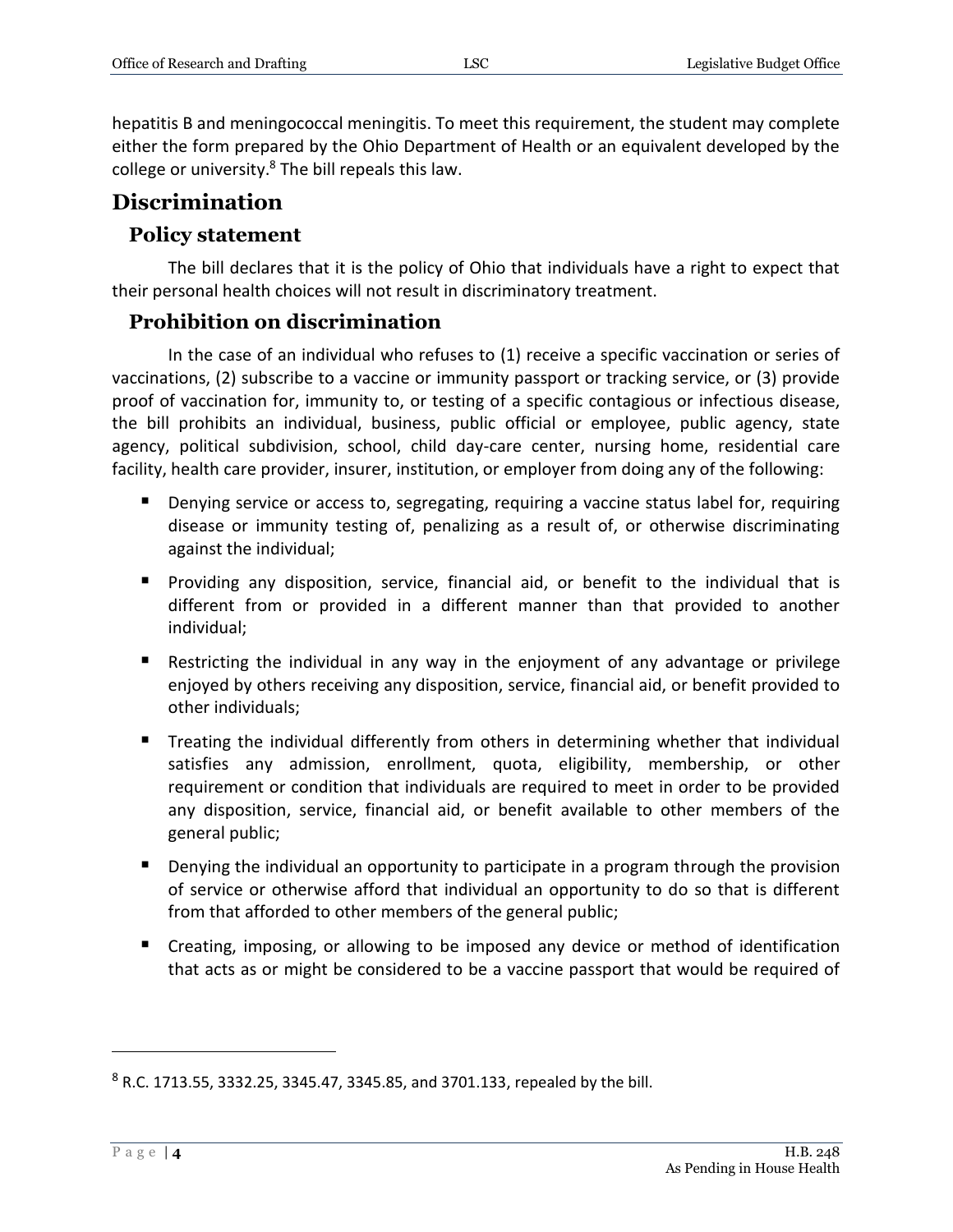hepatitis B and meningococcal meningitis. To meet this requirement, the student may complete either the form prepared by the Ohio Department of Health or an equivalent developed by the college or university.[8] The bill repeals this law.

# Discrimination

## Policy statement

The bill declares that it is the policy of Ohio that individuals have a right to expect that their personal health choices will not result in discriminatory treatment.

## Prohibition on discrimination

In the case of an individual who refuses to (1) receive a specific vaccination or series of vaccinations, (2) subscribe to a vaccine or immunity passport or tracking service, or (3) provide proof of vaccination for, immunity to, or testing of a specific contagious or infectious disease, the bill prohibits an individual, business, public official or employee, public agency, state agency, political subdivision, school, child day-care center, nursing home, residential care facility, health care provider, insurer, institution, or employer from doing any of the following:

- Denying service or access to, segregating, requiring a vaccine status label for, requiring disease or immunity testing of, penalizing as a result of, or otherwise discriminating against the individual;
- Providing any disposition, service, financial aid, or benefit to the individual that is different from or provided in a different manner than that provided to another individual;
- Restricting the individual in any way in the enjoyment of any advantage or privilege enjoyed by others receiving any disposition, service, financial aid, or benefit provided to other individuals;
- Treating the individual differently from others in determining whether that individual satisfies any admission, enrollment, quota, eligibility, membership, or other requirement or condition that individuals are required to meet in order to be provided any disposition, service, financial aid, or benefit available to other members of the general public;
- Denying the individual an opportunity to participate in a program through the provision of service or otherwise afford that individual an opportunity to do so that is different from that afforded to other members of the general public;
- Creating, imposing, or allowing to be imposed any device or method of identification that acts as or might be considered to be a vaccine passport that would be required of

---

[8] R.C. 1713.55, 3332.25, 3345.47, 3345.85, and 3701.133, repealed by the bill.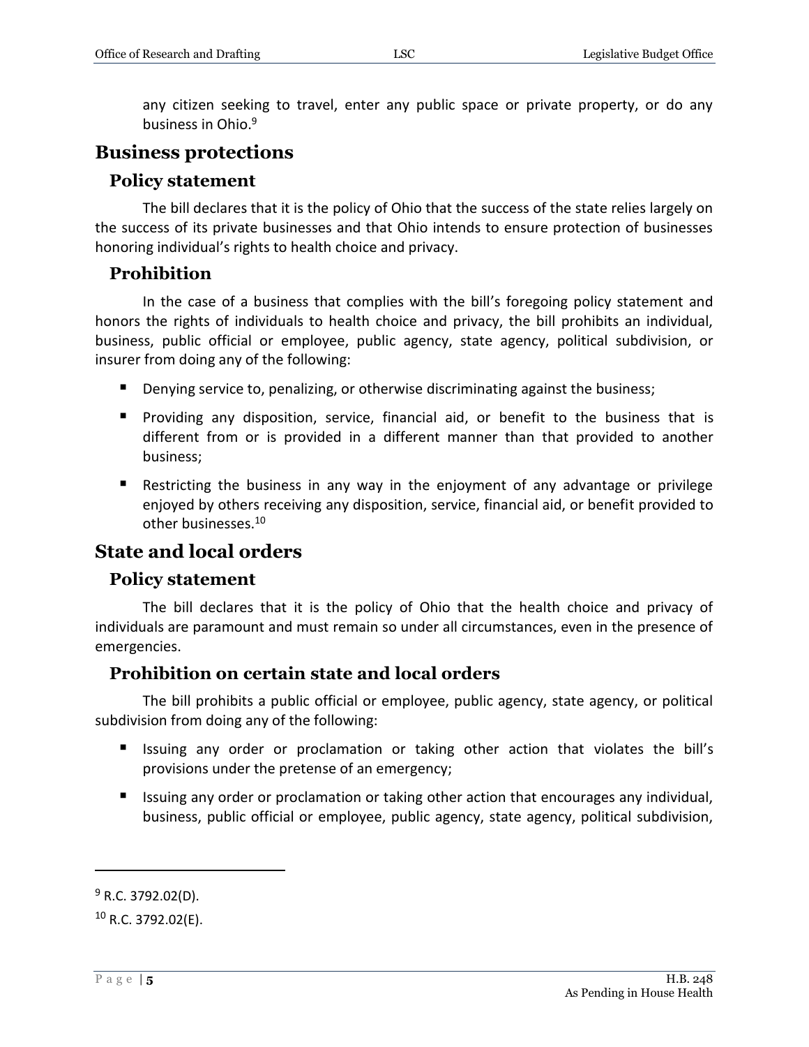any citizen seeking to travel, enter any public space or private property, or do any business in Ohio.[9]

## Business protections

### Policy statement

The bill declares that it is the policy of Ohio that the success of the state relies largely on the success of its private businesses and that Ohio intends to ensure protection of businesses honoring individual's rights to health choice and privacy.

### Prohibition

In the case of a business that complies with the bill's foregoing policy statement and honors the rights of individuals to health choice and privacy, the bill prohibits an individual, business, public official or employee, public agency, state agency, political subdivision, or insurer from doing any of the following:

- Denying service to, penalizing, or otherwise discriminating against the business;
- Providing any disposition, service, financial aid, or benefit to the business that is different from or is provided in a different manner than that provided to another business;
- Restricting the business in any way in the enjoyment of any advantage or privilege enjoyed by others receiving any disposition, service, financial aid, or benefit provided to other businesses.[10]

## State and local orders

### Policy statement

The bill declares that it is the policy of Ohio that the health choice and privacy of individuals are paramount and must remain so under all circumstances, even in the presence of emergencies.

### Prohibition on certain state and local orders

The bill prohibits a public official or employee, public agency, state agency, or political subdivision from doing any of the following:

- Issuing any order or proclamation or taking other action that violates the bill's provisions under the pretense of an emergency;
- Issuing any order or proclamation or taking other action that encourages any individual, business, public official or employee, public agency, state agency, political subdivision,

---

[9] R.C. 3792.02(D).

[10] R.C. 3792.02(E).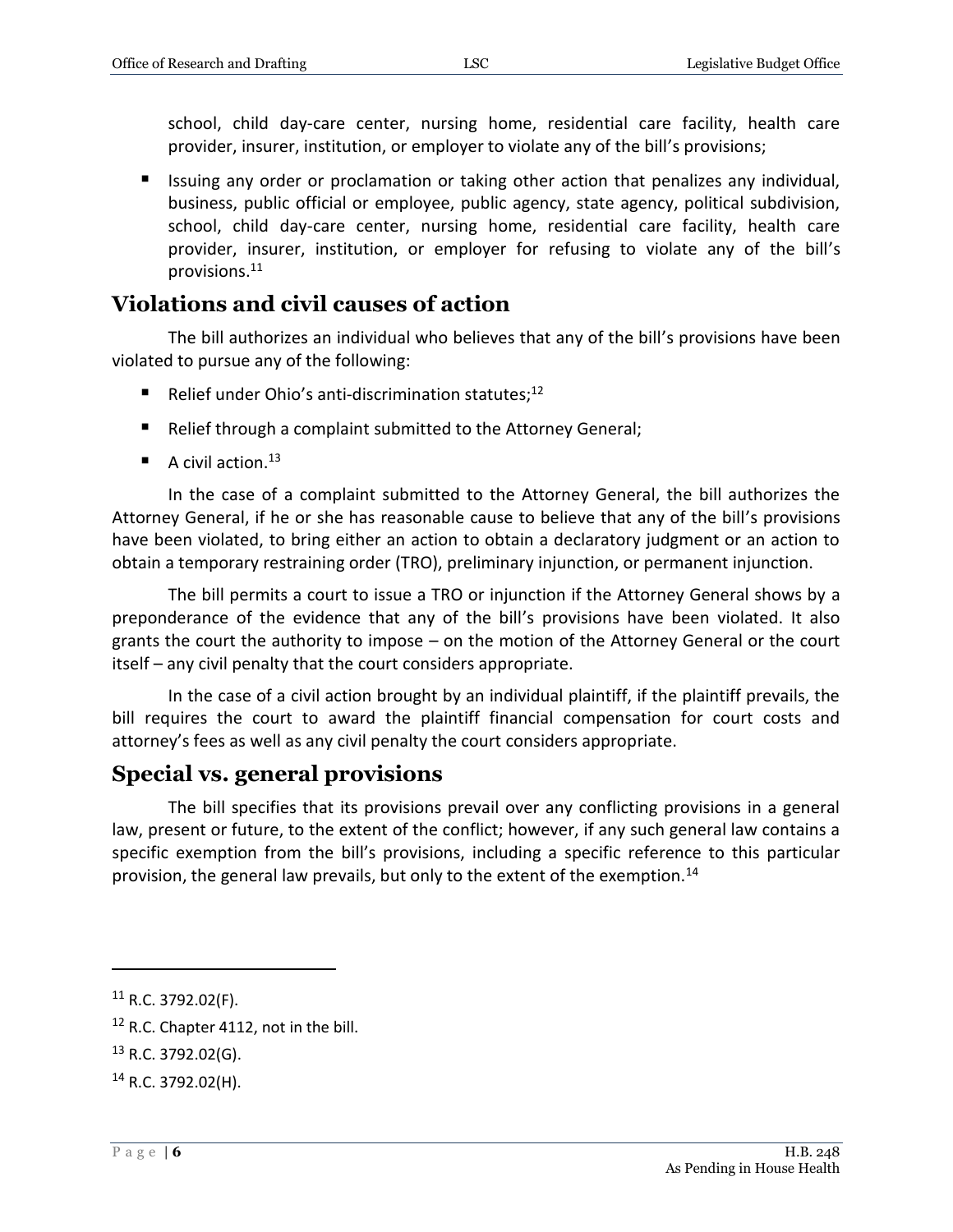school, child day-care center, nursing home, residential care facility, health care provider, insurer, institution, or employer to violate any of the bill's provisions;

- Issuing any order or proclamation or taking other action that penalizes any individual, business, public official or employee, public agency, state agency, political subdivision, school, child day-care center, nursing home, residential care facility, health care provider, insurer, institution, or employer for refusing to violate any of the bill's provisions.[11]

## Violations and civil causes of action

The bill authorizes an individual who believes that any of the bill's provisions have been violated to pursue any of the following:

- Relief under Ohio's anti-discrimination statutes;[12]
- Relief through a complaint submitted to the Attorney General;
- A civil action.[13]

In the case of a complaint submitted to the Attorney General, the bill authorizes the Attorney General, if he or she has reasonable cause to believe that any of the bill's provisions have been violated, to bring either an action to obtain a declaratory judgment or an action to obtain a temporary restraining order (TRO), preliminary injunction, or permanent injunction.

The bill permits a court to issue a TRO or injunction if the Attorney General shows by a preponderance of the evidence that any of the bill's provisions have been violated. It also grants the court the authority to impose – on the motion of the Attorney General or the court itself – any civil penalty that the court considers appropriate.

In the case of a civil action brought by an individual plaintiff, if the plaintiff prevails, the bill requires the court to award the plaintiff financial compensation for court costs and attorney's fees as well as any civil penalty the court considers appropriate.

## Special vs. general provisions

The bill specifies that its provisions prevail over any conflicting provisions in a general law, present or future, to the extent of the conflict; however, if any such general law contains a specific exemption from the bill's provisions, including a specific reference to this particular provision, the general law prevails, but only to the extent of the exemption.[14]

---

[11] R.C. 3792.02(F).

[12] R.C. Chapter 4112, not in the bill.

[13] R.C. 3792.02(G).

[14] R.C. 3792.02(H).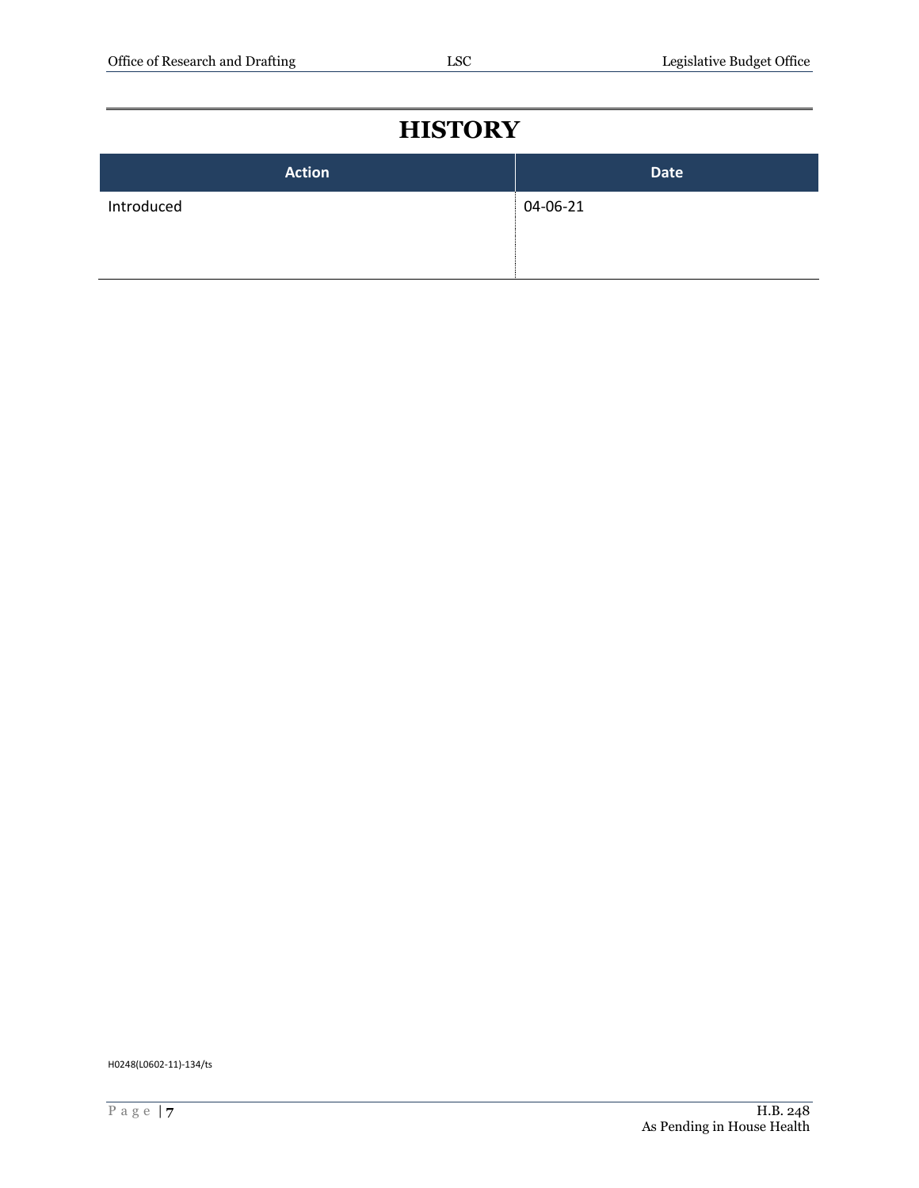# HISTORY

| Action | Date |
|---|---|
| Introduced | 04-06-21 |

H0248(L0602-11)-134/ts